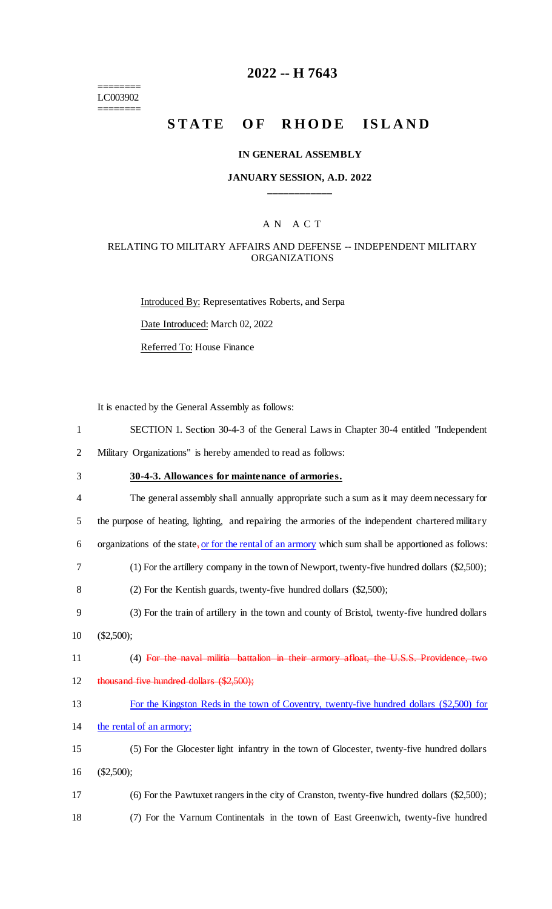========
LC003902
========

# 2022 -- H 7643

## STATE OF RHODE ISLAND

### IN GENERAL ASSEMBLY

### JANUARY SESSION, A.D. 2022

____________

A N A C T

RELATING TO MILITARY AFFAIRS AND DEFENSE -- INDEPENDENT MILITARY ORGANIZATIONS

Introduced By: Representatives Roberts, and Serpa

Date Introduced: March 02, 2022

Referred To: House Finance

It is enacted by the General Assembly as follows:

1 SECTION 1. Section 30-4-3 of the General Laws in Chapter 30-4 entitled "Independent
2 Military Organizations" is hereby amended to read as follows:

3 **30-4-3. Allowances for maintenance of armories.**

4 The general assembly shall annually appropriate such a sum as it may deem necessary for
5 the purpose of heating, lighting, and repairing the armories of the independent chartered military
6 organizations of the state~~,~~ or for the rental of an armory which sum shall be apportioned as follows:

7 (1) For the artillery company in the town of Newport, twenty-five hundred dollars ($2,500);

8 (2) For the Kentish guards, twenty-five hundred dollars ($2,500);

9 (3) For the train of artillery in the town and county of Bristol, twenty-five hundred dollars
10 ($2,500);

11 (4) ~~For the naval militia battalion in their armory afloat, the U.S.S. Providence, two~~
12 ~~thousand five hundred dollars ($2,500);~~

13 For the Kingston Reds in the town of Coventry, twenty-five hundred dollars ($2,500) for
14 the rental of an armory;

15 (5) For the Glocester light infantry in the town of Glocester, twenty-five hundred dollars
16 ($2,500);

17 (6) For the Pawtuxet rangers in the city of Cranston, twenty-five hundred dollars ($2,500);

18 (7) For the Varnum Continentals in the town of East Greenwich, twenty-five hundred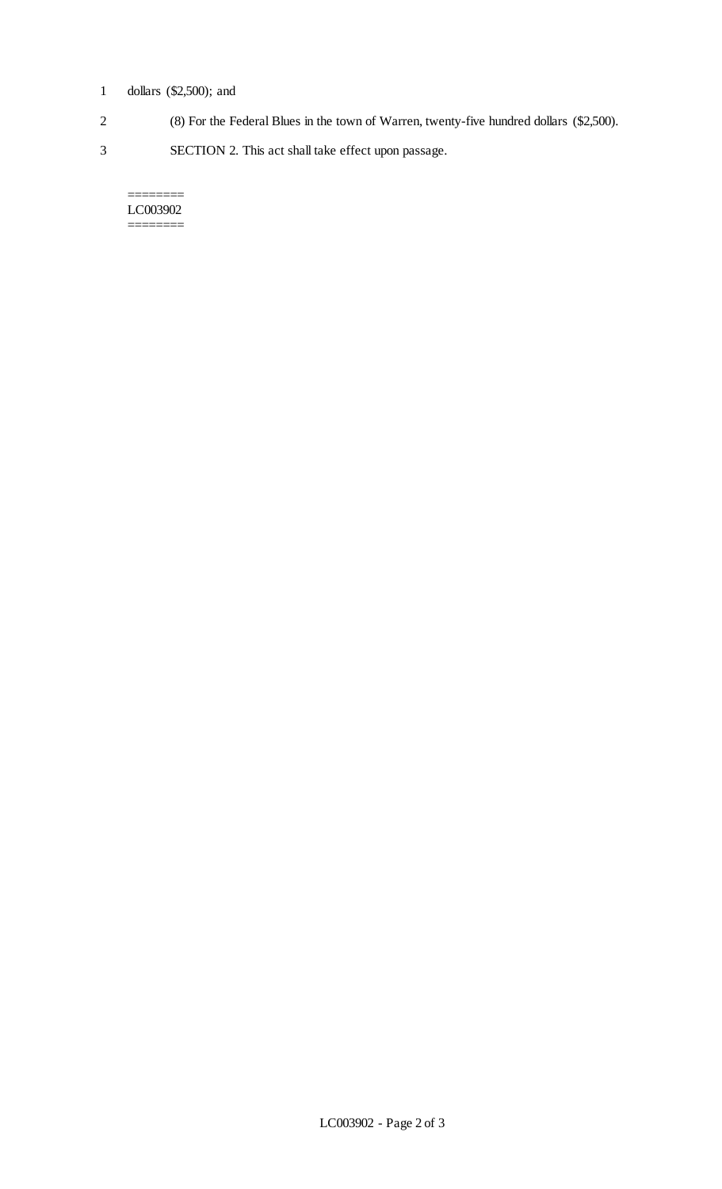dollars ($2,500); and

(8) For the Federal Blues in the town of Warren, twenty-five hundred dollars ($2,500).

SECTION 2. This act shall take effect upon passage.

========
LC003902
========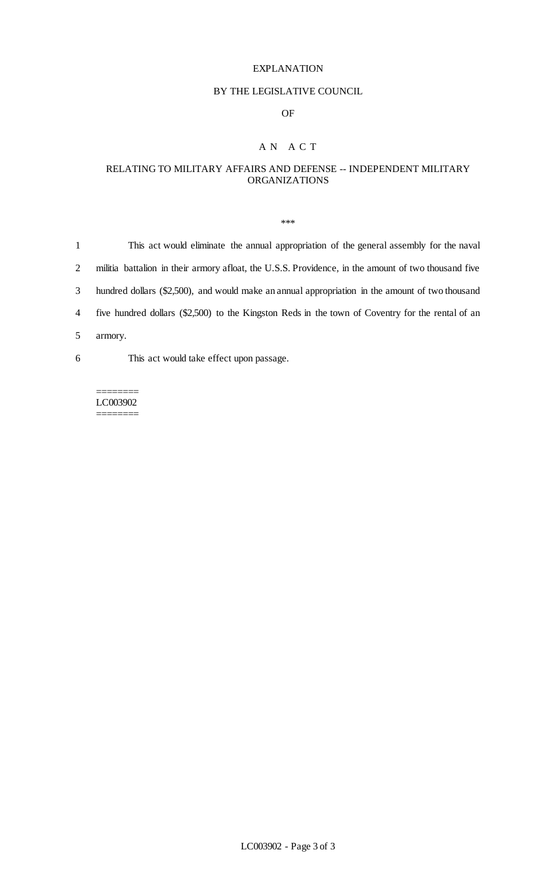EXPLANATION

BY THE LEGISLATIVE COUNCIL

OF

A N A C T

RELATING TO MILITARY AFFAIRS AND DEFENSE -- INDEPENDENT MILITARY ORGANIZATIONS

\*\*\*

This act would eliminate the annual appropriation of the general assembly for the naval militia battalion in their armory afloat, the U.S.S. Providence, in the amount of two thousand five hundred dollars ($2,500), and would make an annual appropriation in the amount of two thousand five hundred dollars ($2,500) to the Kingston Reds in the town of Coventry for the rental of an armory.

This act would take effect upon passage.

========
LC003902
========